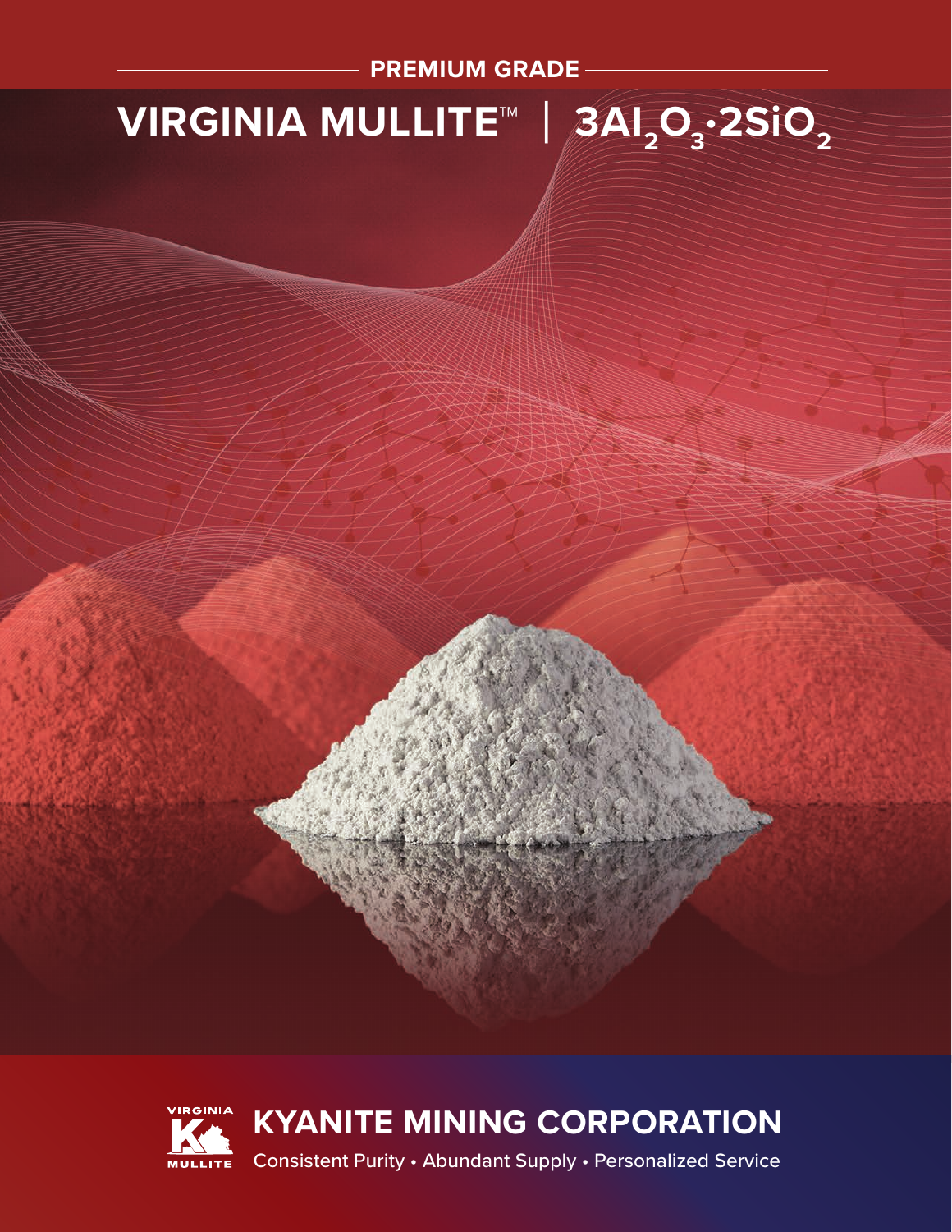PREMIUM GRADE

# VIRGINIA MULLITE™ | $3Al_2O_3 \cdot 2SiO_2$

VIRGINIA MULLITE

## KYANITE MINING CORPORATION

Consistent Purity • Abundant Supply • Personalized Service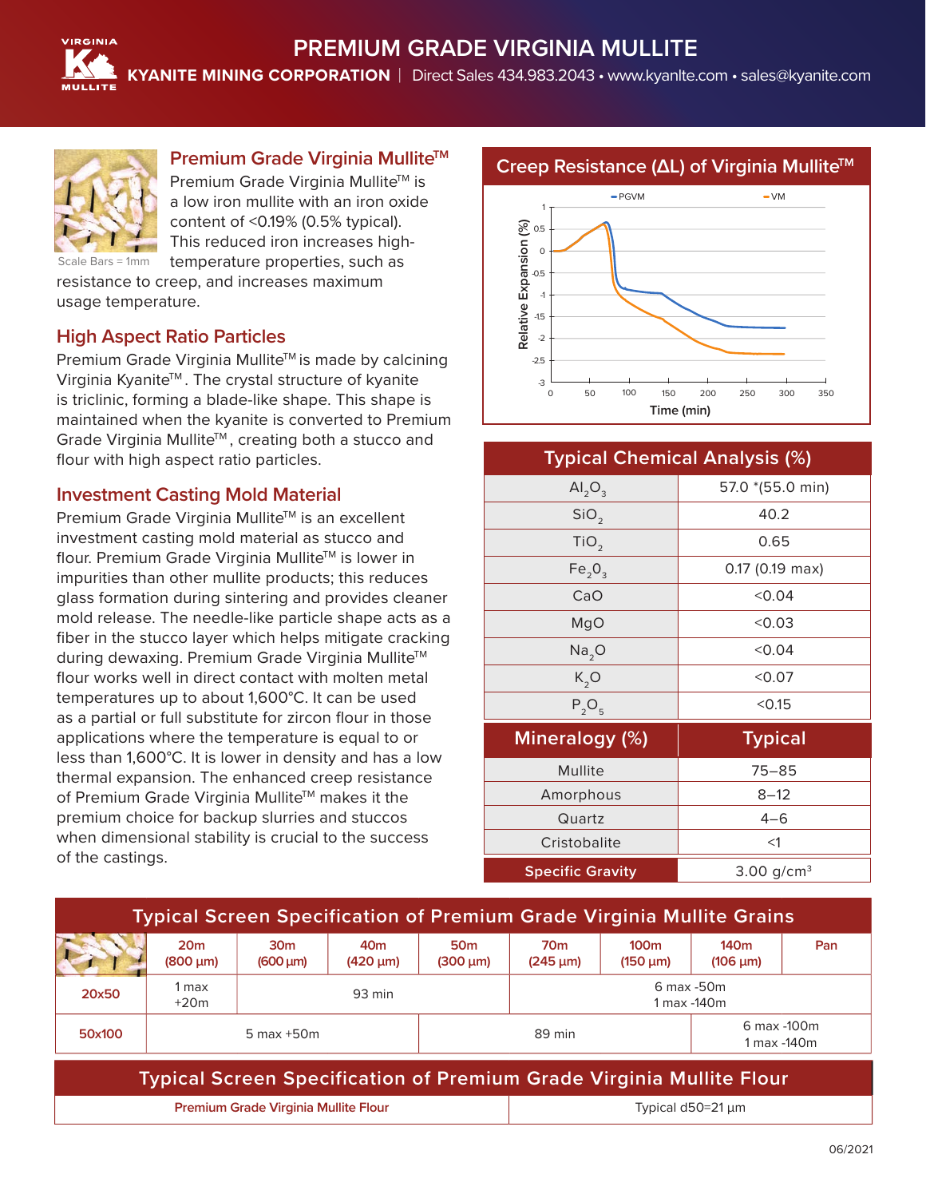# PREMIUM GRADE VIRGINIA MULLITE

**KYANITE MINING CORPORATION** | Direct Sales 434.983.2043 • www.kyanlte.com • sales@kyanite.com

## Premium Grade Virginia Mullite™

Scale Bars = 1mm

Premium Grade Virginia Mullite™ is a low iron mullite with an iron oxide content of <0.19% (0.5% typical). This reduced iron increases high-temperature properties, such as resistance to creep, and increases maximum usage temperature.

## High Aspect Ratio Particles

Premium Grade Virginia Mullite™ is made by calcining Virginia Kyanite™. The crystal structure of kyanite is triclinic, forming a blade-like shape. This shape is maintained when the kyanite is converted to Premium Grade Virginia Mullite™, creating both a stucco and flour with high aspect ratio particles.

## Investment Casting Mold Material

Premium Grade Virginia Mullite™ is an excellent investment casting mold material as stucco and flour. Premium Grade Virginia Mullite™ is lower in impurities than other mullite products; this reduces glass formation during sintering and provides cleaner mold release. The needle-like particle shape acts as a fiber in the stucco layer which helps mitigate cracking during dewaxing. Premium Grade Virginia Mullite™ flour works well in direct contact with molten metal temperatures up to about 1,600°C. It can be used as a partial or full substitute for zircon flour in those applications where the temperature is equal to or less than 1,600°C. It is lower in density and has a low thermal expansion. The enhanced creep resistance of Premium Grade Virginia Mullite™ makes it the premium choice for backup slurries and stuccos when dimensional stability is crucial to the success of the castings.

## Creep Resistance (ΔL) of Virginia Mullite™

PGVM
VM
Relative Expansion (%)
1
0.5
0
-0.5
-1
-1.5
-2
-2.5
-3
0
50
100
150
200
250
300
350
Time (min)

## Typical Chemical Analysis (%)

| | |
|---|---|
| $Al_2O_3$ | 57.0 *(55.0 min) |
| $SiO_2$ | 40.2 |
| $TiO_2$ | 0.65 |
| $Fe_2O_3$ | 0.17 (0.19 max) |
| CaO | <0.04 |
| MgO | <0.03 |
| $Na_2O$ | <0.04 |
| $K_2O$ | <0.07 |
| $P_2O_5$ | <0.15 |

| Mineralogy (%) | Typical |
|---|---|
| Mullite | 75–85 |
| Amorphous | 8–12 |
| Quartz | 4–6 |
| Cristobalite | <1 |
| **Specific Gravity** | 3.00 g/cm³ |

## Typical Screen Specification of Premium Grade Virginia Mullite Grains

| | 20m (800 µm) | 30m (600 µm) | 40m (420 µm) | 50m (300 µm) | 70m (245 µm) | 100m (150 µm) | 140m (106 µm) | Pan |
|---|---|---|---|---|---|---|---|---|
| 20x50 | 1 max +20m | 93 min | | | 6 max -50m 1 max -140m | | | |
| 50x100 | 5 max +50m | | | 89 min | | | 6 max -100m 1 max -140m | |

## Typical Screen Specification of Premium Grade Virginia Mullite Flour

| | |
|---|---|
| Premium Grade Virginia Mullite Flour | Typical d50=21 µm |

06/2021